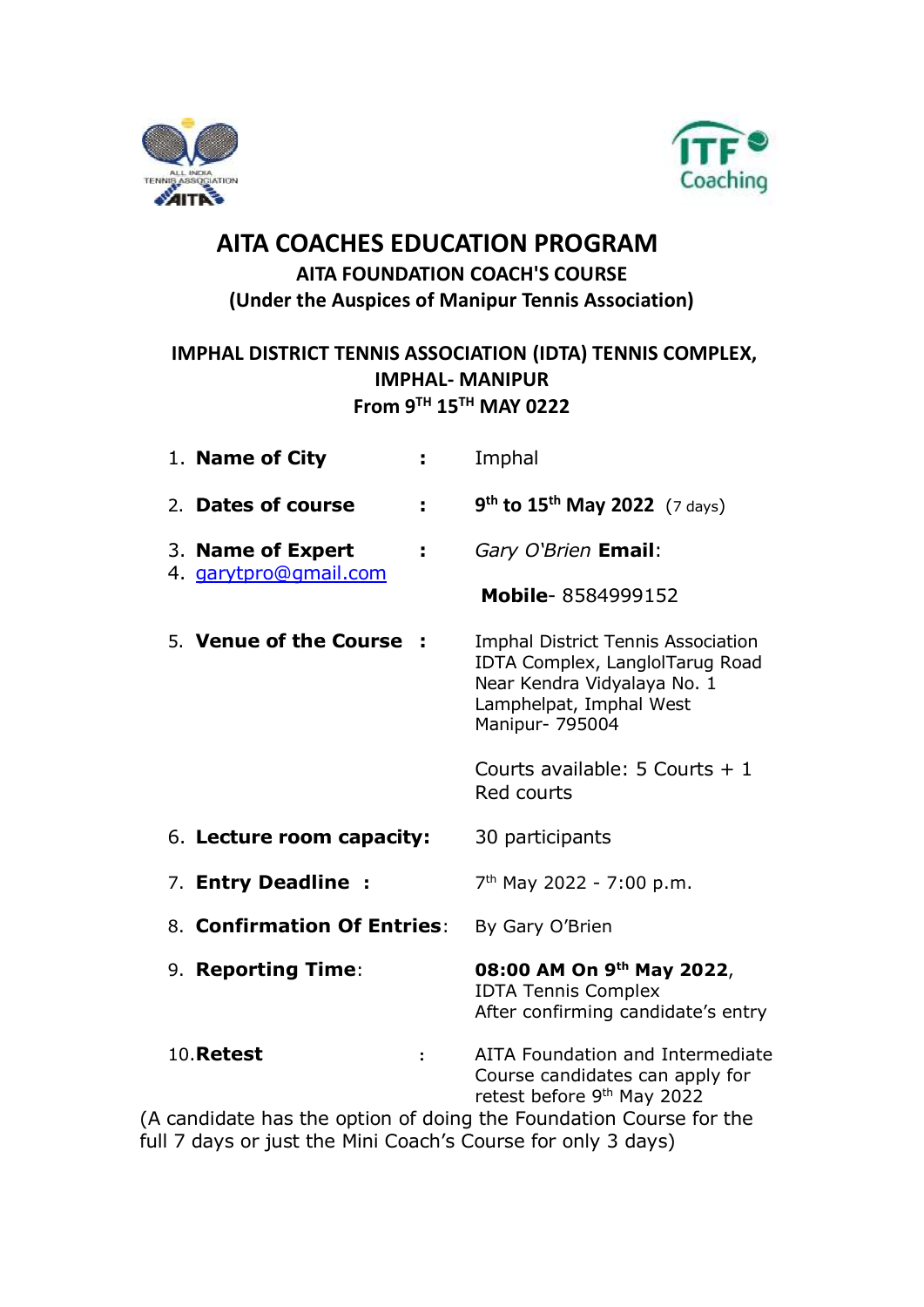# AITA COACHES EDUCATION PROGRAM

## AITA FOUNDATION COACH'S COURSE

### (Under the Auspices of Manipur Tennis Association)

### IMPHAL DISTRICT TENNIS ASSOCIATION (IDTA) TENNIS COMPLEX, IMPHAL- MANIPUR

### From 9TH 15TH MAY 0222

1. **Name of City** : Imphal
2. **Dates of course** : **9th to 15th May 2022** (7 days)
3. **Name of Expert** : *Gary O'Brien* **Email**:
4. garytpro@gmail.com

   **Mobile**- 8584999152

5. **Venue of the Course** : Imphal District Tennis Association IDTA Complex, LanglolTarug Road Near Kendra Vidyalaya No. 1 Lamphelpat, Imphal West Manipur- 795004

   Courts available: 5 Courts + 1 Red courts

6. **Lecture room capacity:** 30 participants
7. **Entry Deadline** : 7th May 2022 - 7:00 p.m.
8. **Confirmation Of Entries**: By Gary O'Brien
9. **Reporting Time**: **08:00 AM On 9th May 2022**, IDTA Tennis Complex After confirming candidate's entry
10. **Retest** : AITA Foundation and Intermediate Course candidates can apply for retest before 9th May 2022

(A candidate has the option of doing the Foundation Course for the full 7 days or just the Mini Coach's Course for only 3 days)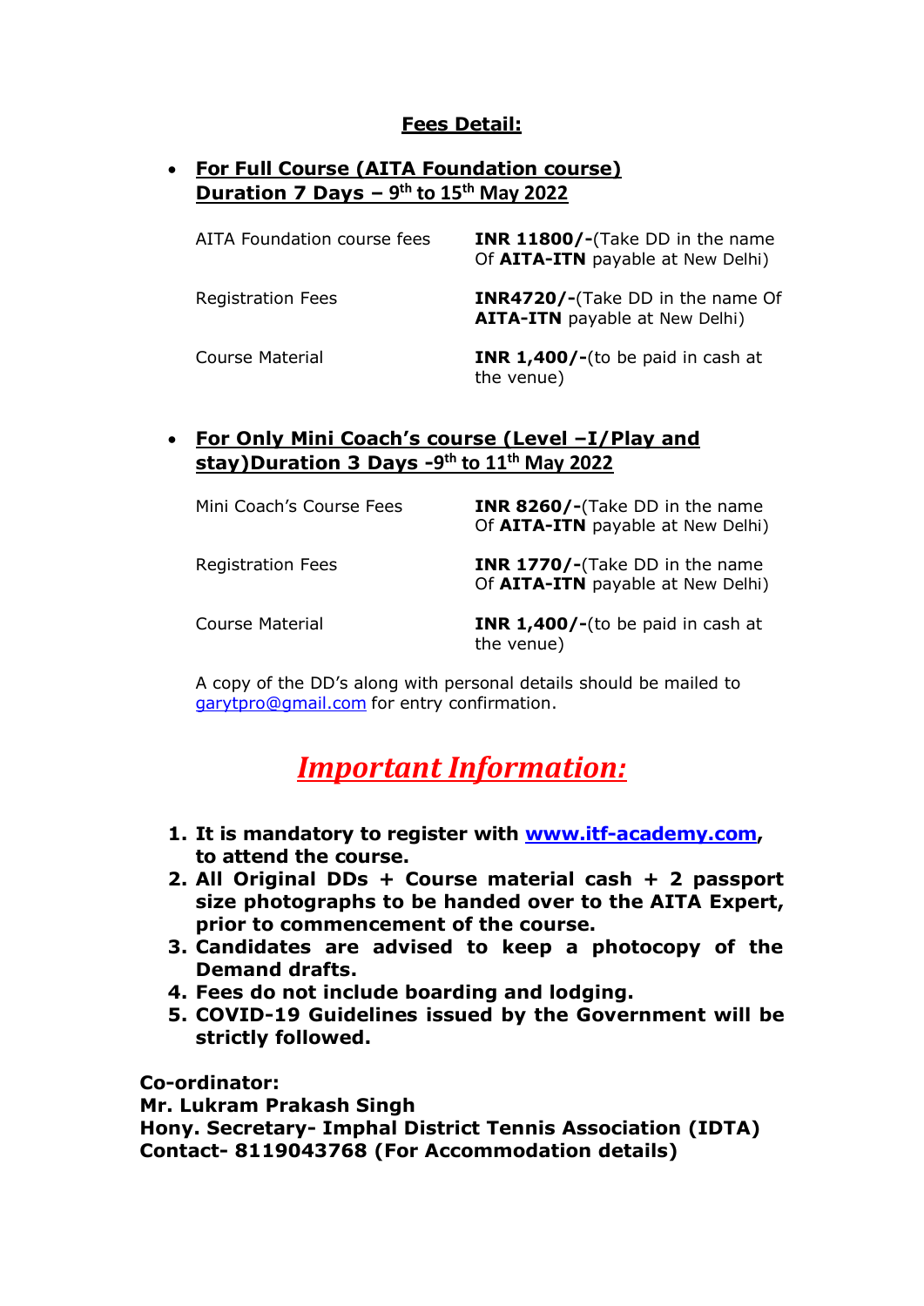## Fees Detail:

- **For Full Course (AITA Foundation course) Duration 7 Days – 9th to 15th May 2022**

| | |
|---|---|
| AITA Foundation course fees | **INR 11800/-**(Take DD in the name Of **AITA-ITN** payable at New Delhi) |
| Registration Fees | **INR4720/-**(Take DD in the name Of **AITA-ITN** payable at New Delhi) |
| Course Material | **INR 1,400/-**(to be paid in cash at the venue) |

- **For Only Mini Coach's course (Level –I/Play and stay)Duration 3 Days -9th to 11th May 2022**

| | |
|---|---|
| Mini Coach's Course Fees | **INR 8260/-**(Take DD in the name Of **AITA-ITN** payable at New Delhi) |
| Registration Fees | **INR 1770/-**(Take DD in the name Of **AITA-ITN** payable at New Delhi) |
| Course Material | **INR 1,400/-**(to be paid in cash at the venue) |

A copy of the DD's along with personal details should be mailed to garytpro@gmail.com for entry confirmation.

## *Important Information:*

1. **It is mandatory to register with www.itf-academy.com, to attend the course.**
2. **All Original DDs + Course material cash + 2 passport size photographs to be handed over to the AITA Expert, prior to commencement of the course.**
3. **Candidates are advised to keep a photocopy of the Demand drafts.**
4. **Fees do not include boarding and lodging.**
5. **COVID-19 Guidelines issued by the Government will be strictly followed.**

**Co-ordinator:**
**Mr. Lukram Prakash Singh**
**Hony. Secretary- Imphal District Tennis Association (IDTA)**
**Contact- 8119043768 (For Accommodation details)**